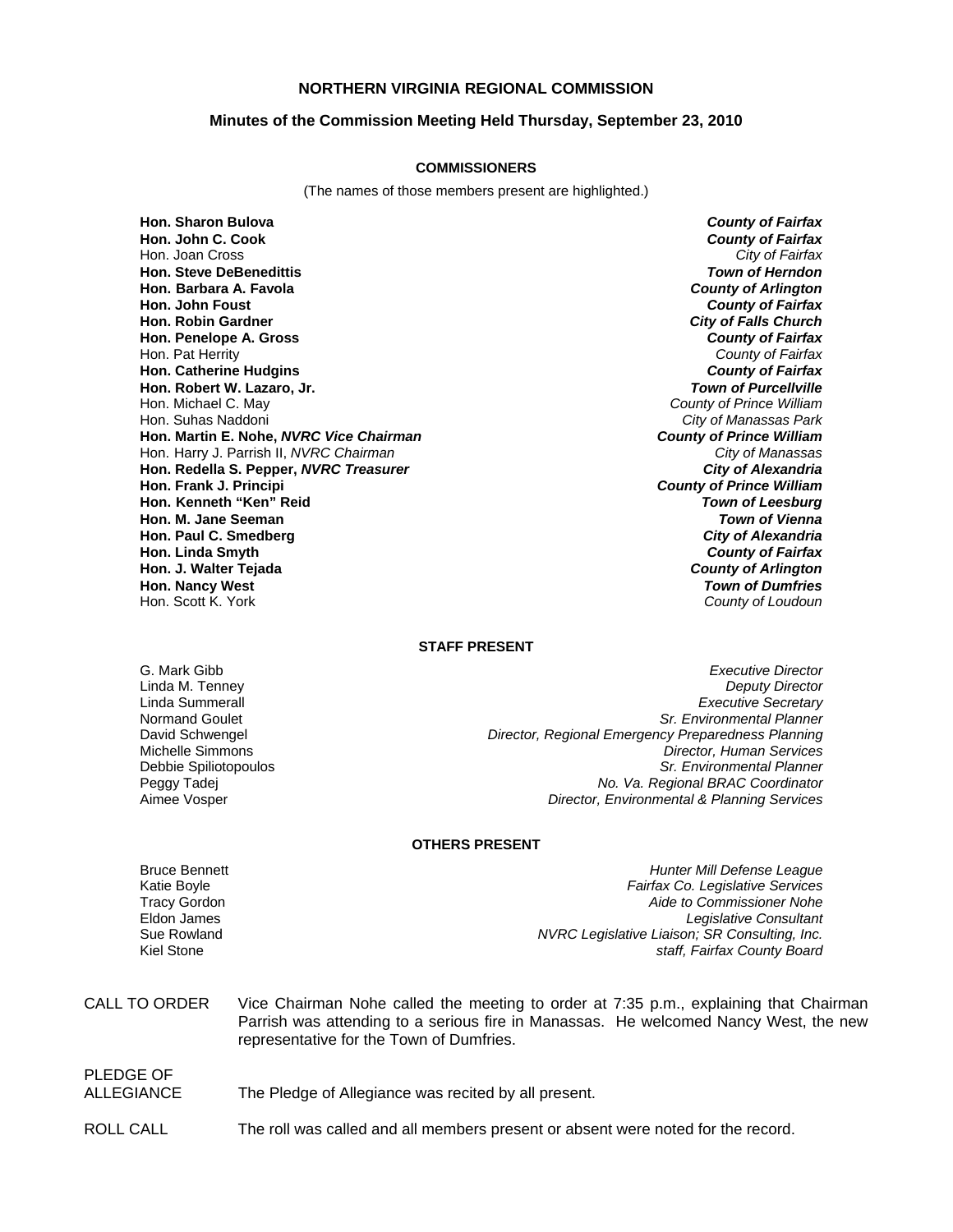# NORTHERN VIRGINIA REGIONAL COMMISSION

## Minutes of the Commission Meeting Held Thursday, September 23, 2010

### COMMISSIONERS

(The names of those members present are highlighted.)

| | |
|---|---|
| **Hon. Sharon Bulova** | ***County of Fairfax*** |
| **Hon. John C. Cook** | ***County of Fairfax*** |
| Hon. Joan Cross | *City of Fairfax* |
| **Hon. Steve DeBenedittis** | ***Town of Herndon*** |
| **Hon. Barbara A. Favola** | ***County of Arlington*** |
| **Hon. John Foust** | ***County of Fairfax*** |
| **Hon. Robin Gardner** | ***City of Falls Church*** |
| **Hon. Penelope A. Gross** | ***County of Fairfax*** |
| Hon. Pat Herrity | *County of Fairfax* |
| **Hon. Catherine Hudgins** | ***County of Fairfax*** |
| **Hon. Robert W. Lazaro, Jr.** | ***Town of Purcellville*** |
| Hon. Michael C. May | *County of Prince William* |
| Hon. Suhas Naddoni | *City of Manassas Park* |
| **Hon. Martin E. Nohe, *NVRC Vice Chairman*** | ***County of Prince William*** |
| Hon. Harry J. Parrish II, *NVRC Chairman* | *City of Manassas* |
| **Hon. Redella S. Pepper, *NVRC Treasurer*** | ***City of Alexandria*** |
| **Hon. Frank J. Principi** | ***County of Prince William*** |
| **Hon. Kenneth "Ken" Reid** | ***Town of Leesburg*** |
| **Hon. M. Jane Seeman** | ***Town of Vienna*** |
| **Hon. Paul C. Smedberg** | ***City of Alexandria*** |
| **Hon. Linda Smyth** | ***County of Fairfax*** |
| **Hon. J. Walter Tejada** | ***County of Arlington*** |
| **Hon. Nancy West** | ***Town of Dumfries*** |
| Hon. Scott K. York | *County of Loudoun* |

### STAFF PRESENT

| | |
|---|---|
| G. Mark Gibb | *Executive Director* |
| Linda M. Tenney | *Deputy Director* |
| Linda Summerall | *Executive Secretary* |
| Normand Goulet | *Sr. Environmental Planner* |
| David Schwengel | *Director, Regional Emergency Preparedness Planning* |
| Michelle Simmons | *Director, Human Services* |
| Debbie Spiliotopoulos | *Sr. Environmental Planner* |
| Peggy Tadej | *No. Va. Regional BRAC Coordinator* |
| Aimee Vosper | *Director, Environmental & Planning Services* |

### OTHERS PRESENT

| | |
|---|---|
| Bruce Bennett | *Hunter Mill Defense League* |
| Katie Boyle | *Fairfax Co. Legislative Services* |
| Tracy Gordon | *Aide to Commissioner Nohe* |
| Eldon James | *Legislative Consultant* |
| Sue Rowland | *NVRC Legislative Liaison; SR Consulting, Inc.* |
| Kiel Stone | *staff, Fairfax County Board* |

CALL TO ORDER — Vice Chairman Nohe called the meeting to order at 7:35 p.m., explaining that Chairman Parrish was attending to a serious fire in Manassas. He welcomed Nancy West, the new representative for the Town of Dumfries.

PLEDGE OF ALLEGIANCE — The Pledge of Allegiance was recited by all present.

ROLL CALL — The roll was called and all members present or absent were noted for the record.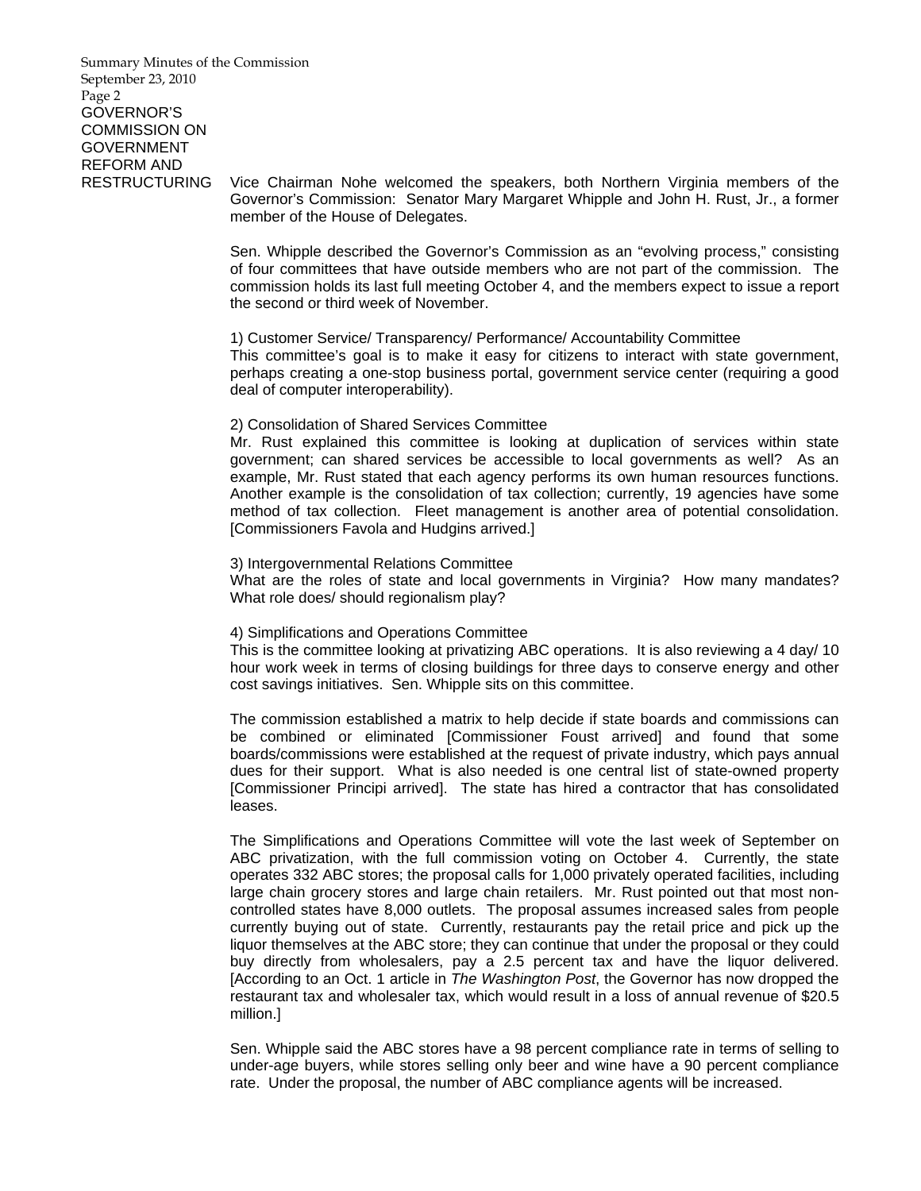## GOVERNOR'S COMMISSION ON GOVERNMENT REFORM AND RESTRUCTURING

Vice Chairman Nohe welcomed the speakers, both Northern Virginia members of the Governor's Commission: Senator Mary Margaret Whipple and John H. Rust, Jr., a former member of the House of Delegates.

Sen. Whipple described the Governor's Commission as an "evolving process," consisting of four committees that have outside members who are not part of the commission. The commission holds its last full meeting October 4, and the members expect to issue a report the second or third week of November.

1) Customer Service/ Transparency/ Performance/ Accountability Committee
This committee's goal is to make it easy for citizens to interact with state government, perhaps creating a one-stop business portal, government service center (requiring a good deal of computer interoperability).

2) Consolidation of Shared Services Committee
Mr. Rust explained this committee is looking at duplication of services within state government; can shared services be accessible to local governments as well? As an example, Mr. Rust stated that each agency performs its own human resources functions. Another example is the consolidation of tax collection; currently, 19 agencies have some method of tax collection. Fleet management is another area of potential consolidation. [Commissioners Favola and Hudgins arrived.]

3) Intergovernmental Relations Committee
What are the roles of state and local governments in Virginia? How many mandates? What role does/ should regionalism play?

4) Simplifications and Operations Committee
This is the committee looking at privatizing ABC operations. It is also reviewing a 4 day/ 10 hour work week in terms of closing buildings for three days to conserve energy and other cost savings initiatives. Sen. Whipple sits on this committee.

The commission established a matrix to help decide if state boards and commissions can be combined or eliminated [Commissioner Foust arrived] and found that some boards/commissions were established at the request of private industry, which pays annual dues for their support. What is also needed is one central list of state-owned property [Commissioner Principi arrived]. The state has hired a contractor that has consolidated leases.

The Simplifications and Operations Committee will vote the last week of September on ABC privatization, with the full commission voting on October 4. Currently, the state operates 332 ABC stores; the proposal calls for 1,000 privately operated facilities, including large chain grocery stores and large chain retailers. Mr. Rust pointed out that most non-controlled states have 8,000 outlets. The proposal assumes increased sales from people currently buying out of state. Currently, restaurants pay the retail price and pick up the liquor themselves at the ABC store; they can continue that under the proposal or they could buy directly from wholesalers, pay a 2.5 percent tax and have the liquor delivered. [According to an Oct. 1 article in *The Washington Post*, the Governor has now dropped the restaurant tax and wholesaler tax, which would result in a loss of annual revenue of $20.5 million.]

Sen. Whipple said the ABC stores have a 98 percent compliance rate in terms of selling to under-age buyers, while stores selling only beer and wine have a 90 percent compliance rate. Under the proposal, the number of ABC compliance agents will be increased.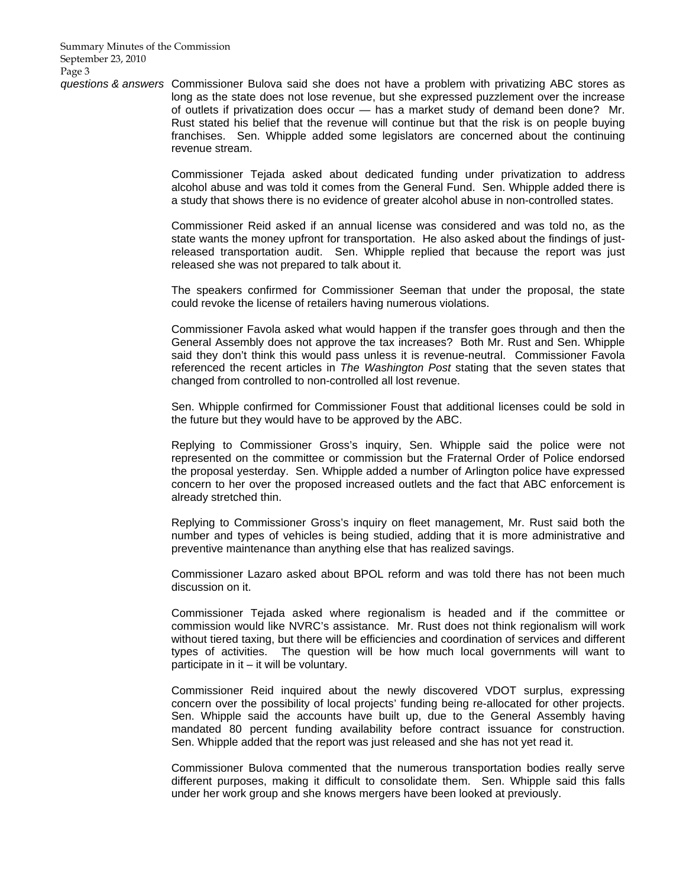*questions & answers* Commissioner Bulova said she does not have a problem with privatizing ABC stores as long as the state does not lose revenue, but she expressed puzzlement over the increase of outlets if privatization does occur — has a market study of demand been done? Mr. Rust stated his belief that the revenue will continue but that the risk is on people buying franchises. Sen. Whipple added some legislators are concerned about the continuing revenue stream.

Commissioner Tejada asked about dedicated funding under privatization to address alcohol abuse and was told it comes from the General Fund. Sen. Whipple added there is a study that shows there is no evidence of greater alcohol abuse in non-controlled states.

Commissioner Reid asked if an annual license was considered and was told no, as the state wants the money upfront for transportation. He also asked about the findings of just-released transportation audit. Sen. Whipple replied that because the report was just released she was not prepared to talk about it.

The speakers confirmed for Commissioner Seeman that under the proposal, the state could revoke the license of retailers having numerous violations.

Commissioner Favola asked what would happen if the transfer goes through and then the General Assembly does not approve the tax increases? Both Mr. Rust and Sen. Whipple said they don't think this would pass unless it is revenue-neutral. Commissioner Favola referenced the recent articles in *The Washington Post* stating that the seven states that changed from controlled to non-controlled all lost revenue.

Sen. Whipple confirmed for Commissioner Foust that additional licenses could be sold in the future but they would have to be approved by the ABC.

Replying to Commissioner Gross's inquiry, Sen. Whipple said the police were not represented on the committee or commission but the Fraternal Order of Police endorsed the proposal yesterday. Sen. Whipple added a number of Arlington police have expressed concern to her over the proposed increased outlets and the fact that ABC enforcement is already stretched thin.

Replying to Commissioner Gross's inquiry on fleet management, Mr. Rust said both the number and types of vehicles is being studied, adding that it is more administrative and preventive maintenance than anything else that has realized savings.

Commissioner Lazaro asked about BPOL reform and was told there has not been much discussion on it.

Commissioner Tejada asked where regionalism is headed and if the committee or commission would like NVRC's assistance. Mr. Rust does not think regionalism will work without tiered taxing, but there will be efficiencies and coordination of services and different types of activities. The question will be how much local governments will want to participate in it – it will be voluntary.

Commissioner Reid inquired about the newly discovered VDOT surplus, expressing concern over the possibility of local projects' funding being re-allocated for other projects. Sen. Whipple said the accounts have built up, due to the General Assembly having mandated 80 percent funding availability before contract issuance for construction. Sen. Whipple added that the report was just released and she has not yet read it.

Commissioner Bulova commented that the numerous transportation bodies really serve different purposes, making it difficult to consolidate them. Sen. Whipple said this falls under her work group and she knows mergers have been looked at previously.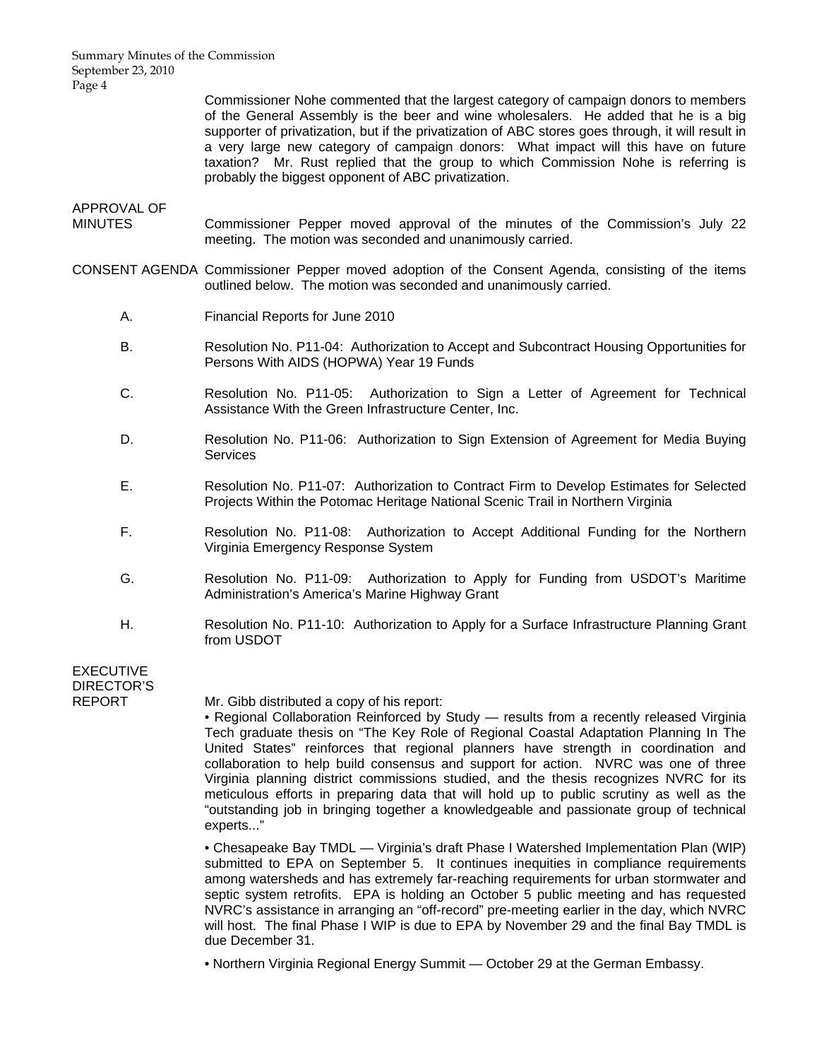Commissioner Nohe commented that the largest category of campaign donors to members of the General Assembly is the beer and wine wholesalers. He added that he is a big supporter of privatization, but if the privatization of ABC stores goes through, it will result in a very large new category of campaign donors: What impact will this have on future taxation? Mr. Rust replied that the group to which Commission Nohe is referring is probably the biggest opponent of ABC privatization.

**APPROVAL OF MINUTES**

Commissioner Pepper moved approval of the minutes of the Commission's July 22 meeting. The motion was seconded and unanimously carried.

**CONSENT AGENDA**

Commissioner Pepper moved adoption of the Consent Agenda, consisting of the items outlined below. The motion was seconded and unanimously carried.

A. Financial Reports for June 2010

B. Resolution No. P11-04: Authorization to Accept and Subcontract Housing Opportunities for Persons With AIDS (HOPWA) Year 19 Funds

C. Resolution No. P11-05: Authorization to Sign a Letter of Agreement for Technical Assistance With the Green Infrastructure Center, Inc.

D. Resolution No. P11-06: Authorization to Sign Extension of Agreement for Media Buying Services

E. Resolution No. P11-07: Authorization to Contract Firm to Develop Estimates for Selected Projects Within the Potomac Heritage National Scenic Trail in Northern Virginia

F. Resolution No. P11-08: Authorization to Accept Additional Funding for the Northern Virginia Emergency Response System

G. Resolution No. P11-09: Authorization to Apply for Funding from USDOT's Maritime Administration's America's Marine Highway Grant

H. Resolution No. P11-10: Authorization to Apply for a Surface Infrastructure Planning Grant from USDOT

**EXECUTIVE DIRECTOR'S REPORT**

Mr. Gibb distributed a copy of his report:

- Regional Collaboration Reinforced by Study — results from a recently released Virginia Tech graduate thesis on "The Key Role of Regional Coastal Adaptation Planning In The United States" reinforces that regional planners have strength in coordination and collaboration to help build consensus and support for action. NVRC was one of three Virginia planning district commissions studied, and the thesis recognizes NVRC for its meticulous efforts in preparing data that will hold up to public scrutiny as well as the "outstanding job in bringing together a knowledgeable and passionate group of technical experts..."

- Chesapeake Bay TMDL — Virginia's draft Phase I Watershed Implementation Plan (WIP) submitted to EPA on September 5. It continues inequities in compliance requirements among watersheds and has extremely far-reaching requirements for urban stormwater and septic system retrofits. EPA is holding an October 5 public meeting and has requested NVRC's assistance in arranging an "off-record" pre-meeting earlier in the day, which NVRC will host. The final Phase I WIP is due to EPA by November 29 and the final Bay TMDL is due December 31.

- Northern Virginia Regional Energy Summit — October 29 at the German Embassy.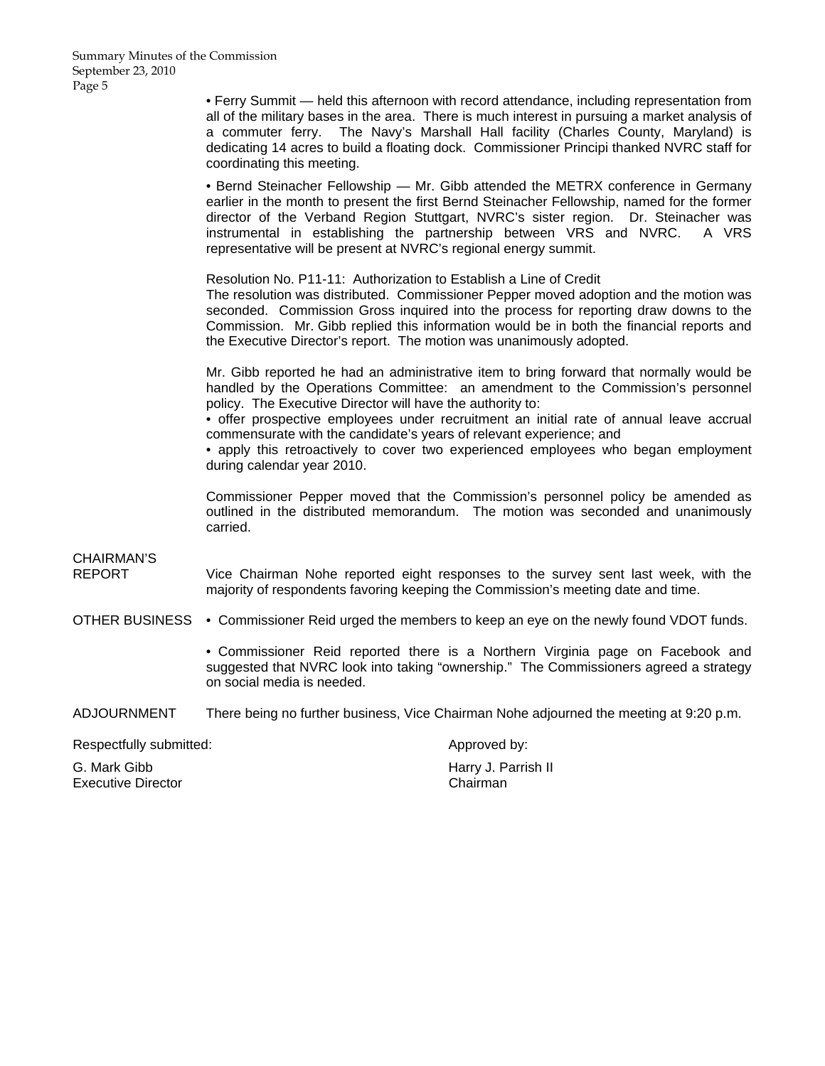• Ferry Summit — held this afternoon with record attendance, including representation from all of the military bases in the area. There is much interest in pursuing a market analysis of a commuter ferry. The Navy's Marshall Hall facility (Charles County, Maryland) is dedicating 14 acres to build a floating dock. Commissioner Principi thanked NVRC staff for coordinating this meeting.

• Bernd Steinacher Fellowship — Mr. Gibb attended the METRX conference in Germany earlier in the month to present the first Bernd Steinacher Fellowship, named for the former director of the Verband Region Stuttgart, NVRC's sister region. Dr. Steinacher was instrumental in establishing the partnership between VRS and NVRC. A VRS representative will be present at NVRC's regional energy summit.

Resolution No. P11-11: Authorization to Establish a Line of Credit
The resolution was distributed. Commissioner Pepper moved adoption and the motion was seconded. Commission Gross inquired into the process for reporting draw downs to the Commission. Mr. Gibb replied this information would be in both the financial reports and the Executive Director's report. The motion was unanimously adopted.

Mr. Gibb reported he had an administrative item to bring forward that normally would be handled by the Operations Committee: an amendment to the Commission's personnel policy. The Executive Director will have the authority to:

- offer prospective employees under recruitment an initial rate of annual leave accrual commensurate with the candidate's years of relevant experience; and
- apply this retroactively to cover two experienced employees who began employment during calendar year 2010.

Commissioner Pepper moved that the Commission's personnel policy be amended as outlined in the distributed memorandum. The motion was seconded and unanimously carried.

**CHAIRMAN'S REPORT**

Vice Chairman Nohe reported eight responses to the survey sent last week, with the majority of respondents favoring keeping the Commission's meeting date and time.

**OTHER BUSINESS**

- Commissioner Reid urged the members to keep an eye on the newly found VDOT funds.
- Commissioner Reid reported there is a Northern Virginia page on Facebook and suggested that NVRC look into taking "ownership." The Commissioners agreed a strategy on social media is needed.

**ADJOURNMENT**

There being no further business, Vice Chairman Nohe adjourned the meeting at 9:20 p.m.

| Respectfully submitted: | Approved by: |
|---|---|
| G. Mark Gibb<br>Executive Director | Harry J. Parrish II<br>Chairman |